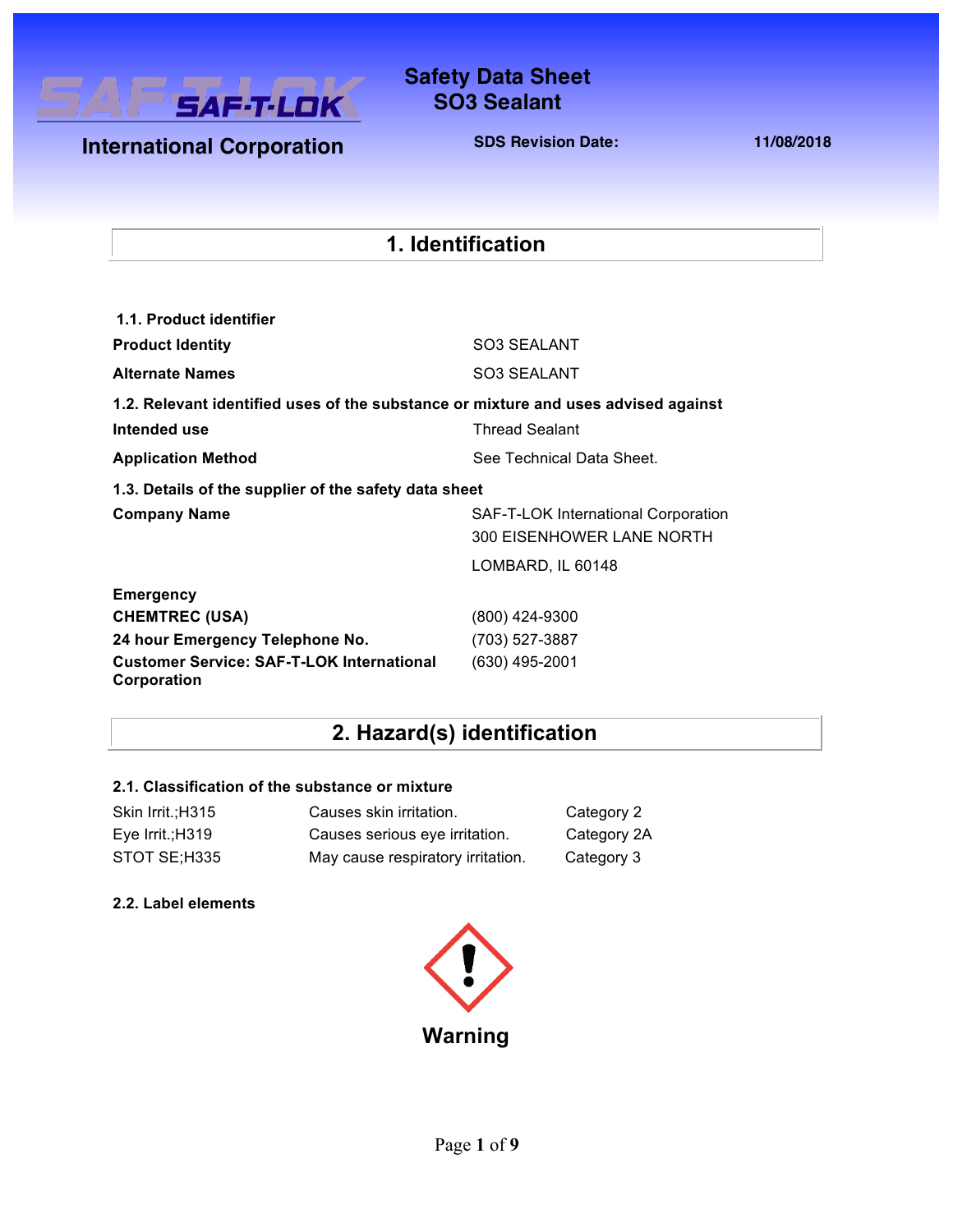SAF-T-LOK International Corporation

# Safety Data Sheet
# SO3 Sealant

**SDS Revision Date:** **11/08/2018**

## 1. Identification

**1.1. Product identifier**

| | |
|---|---|
| **Product Identity** | SO3 SEALANT |
| **Alternate Names** | SO3 SEALANT |

**1.2. Relevant identified uses of the substance or mixture and uses advised against**

| | |
|---|---|
| **Intended use** | Thread Sealant |
| **Application Method** | See Technical Data Sheet. |

**1.3. Details of the supplier of the safety data sheet**

| | |
|---|---|
| **Company Name** | SAF-T-LOK International Corporation<br>300 EISENHOWER LANE NORTH<br>LOMBARD, IL 60148 |
| **Emergency** | |
| **CHEMTREC (USA)** | (800) 424-9300 |
| **24 hour Emergency Telephone No.** | (703) 527-3887 |
| **Customer Service: SAF-T-LOK International Corporation** | (630) 495-2001 |

## 2. Hazard(s) identification

**2.1. Classification of the substance or mixture**

| | | |
|---|---|---|
| Skin Irrit.;H315 | Causes skin irritation. | Category 2 |
| Eye Irrit.;H319 | Causes serious eye irritation. | Category 2A |
| STOT SE;H335 | May cause respiratory irritation. | Category 3 |

**2.2. Label elements**

**Warning**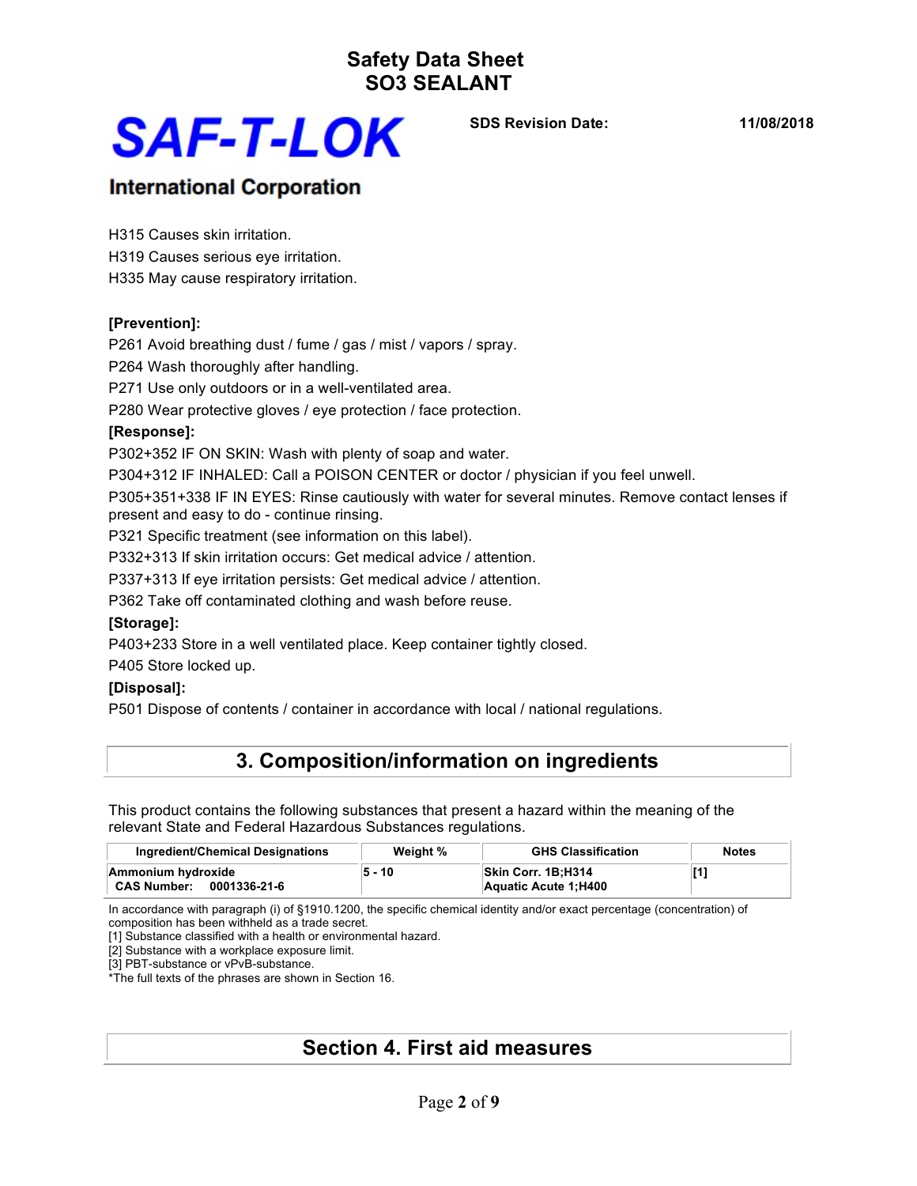H315 Causes skin irritation.

H319 Causes serious eye irritation.

H335 May cause respiratory irritation.

**[Prevention]:**

P261 Avoid breathing dust / fume / gas / mist / vapors / spray.

P264 Wash thoroughly after handling.

P271 Use only outdoors or in a well-ventilated area.

P280 Wear protective gloves / eye protection / face protection.

**[Response]:**

P302+352 IF ON SKIN: Wash with plenty of soap and water.

P304+312 IF INHALED: Call a POISON CENTER or doctor / physician if you feel unwell.

P305+351+338 IF IN EYES: Rinse cautiously with water for several minutes. Remove contact lenses if present and easy to do - continue rinsing.

P321 Specific treatment (see information on this label).

P332+313 If skin irritation occurs: Get medical advice / attention.

P337+313 If eye irritation persists: Get medical advice / attention.

P362 Take off contaminated clothing and wash before reuse.

**[Storage]:**

P403+233 Store in a well ventilated place. Keep container tightly closed.

P405 Store locked up.

**[Disposal]:**

P501 Dispose of contents / container in accordance with local / national regulations.

## 3. Composition/information on ingredients

This product contains the following substances that present a hazard within the meaning of the relevant State and Federal Hazardous Substances regulations.

| Ingredient/Chemical Designations | Weight % | GHS Classification | Notes |
|---|---|---|---|
| **Ammonium hydroxide**<br>**CAS Number: 0001336-21-6** | **5 - 10** | **Skin Corr. 1B;H314**<br>**Aquatic Acute 1;H400** | **[1]** |

In accordance with paragraph (i) of §1910.1200, the specific chemical identity and/or exact percentage (concentration) of composition has been withheld as a trade secret.

[1] Substance classified with a health or environmental hazard.

[2] Substance with a workplace exposure limit.

[3] PBT-substance or vPvB-substance.

*The full texts of the phrases are shown in Section 16.

## Section 4. First aid measures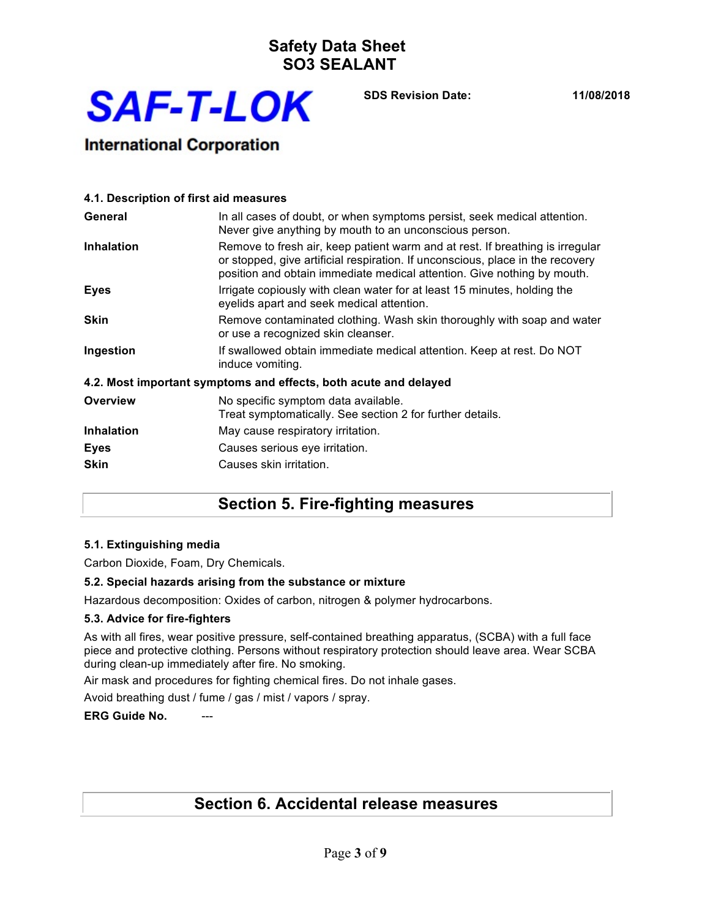### 4.1. Description of first aid measures

| | |
|---|---|
| **General** | In all cases of doubt, or when symptoms persist, seek medical attention. Never give anything by mouth to an unconscious person. |
| **Inhalation** | Remove to fresh air, keep patient warm and at rest. If breathing is irregular or stopped, give artificial respiration. If unconscious, place in the recovery position and obtain immediate medical attention. Give nothing by mouth. |
| **Eyes** | Irrigate copiously with clean water for at least 15 minutes, holding the eyelids apart and seek medical attention. |
| **Skin** | Remove contaminated clothing. Wash skin thoroughly with soap and water or use a recognized skin cleanser. |
| **Ingestion** | If swallowed obtain immediate medical attention. Keep at rest. Do NOT induce vomiting. |

### 4.2. Most important symptoms and effects, both acute and delayed

| | |
|---|---|
| **Overview** | No specific symptom data available. Treat symptomatically. See section 2 for further details. |
| **Inhalation** | May cause respiratory irritation. |
| **Eyes** | Causes serious eye irritation. |
| **Skin** | Causes skin irritation. |

## Section 5. Fire-fighting measures

### 5.1. Extinguishing media

Carbon Dioxide, Foam, Dry Chemicals.

### 5.2. Special hazards arising from the substance or mixture

Hazardous decomposition: Oxides of carbon, nitrogen & polymer hydrocarbons.

### 5.3. Advice for fire-fighters

As with all fires, wear positive pressure, self-contained breathing apparatus, (SCBA) with a full face piece and protective clothing. Persons without respiratory protection should leave area. Wear SCBA during clean-up immediately after fire. No smoking.

Air mask and procedures for fighting chemical fires. Do not inhale gases.

Avoid breathing dust / fume / gas / mist / vapors / spray.

**ERG Guide No.** ---

## Section 6. Accidental release measures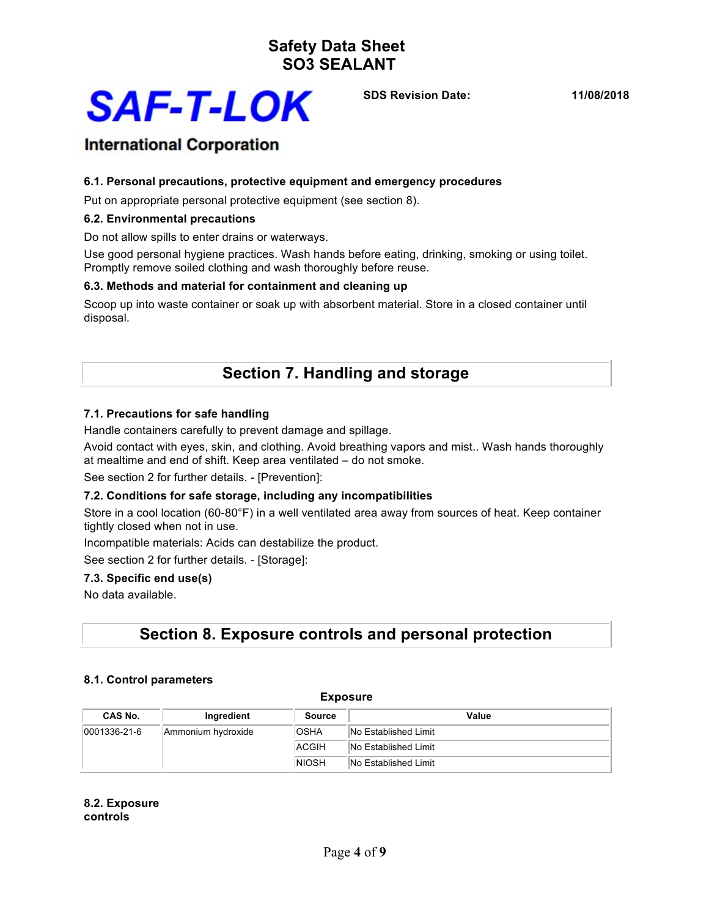### 6.1. Personal precautions, protective equipment and emergency procedures

Put on appropriate personal protective equipment (see section 8).

### 6.2. Environmental precautions

Do not allow spills to enter drains or waterways.

Use good personal hygiene practices. Wash hands before eating, drinking, smoking or using toilet. Promptly remove soiled clothing and wash thoroughly before reuse.

### 6.3. Methods and material for containment and cleaning up

Scoop up into waste container or soak up with absorbent material. Store in a closed container until disposal.

## Section 7. Handling and storage

### 7.1. Precautions for safe handling

Handle containers carefully to prevent damage and spillage.

Avoid contact with eyes, skin, and clothing. Avoid breathing vapors and mist.. Wash hands thoroughly at mealtime and end of shift. Keep area ventilated – do not smoke.

See section 2 for further details. - [Prevention]:

### 7.2. Conditions for safe storage, including any incompatibilities

Store in a cool location (60-80°F) in a well ventilated area away from sources of heat. Keep container tightly closed when not in use.

Incompatible materials: Acids can destabilize the product.

See section 2 for further details. - [Storage]:

### 7.3. Specific end use(s)

No data available.

## Section 8. Exposure controls and personal protection

### 8.1. Control parameters

**Exposure**

| CAS No. | Ingredient | Source | Value |
|---|---|---|---|
| 0001336-21-6 | Ammonium hydroxide | OSHA | No Established Limit |
| | | ACGIH | No Established Limit |
| | | NIOSH | No Established Limit |

### 8.2. Exposure controls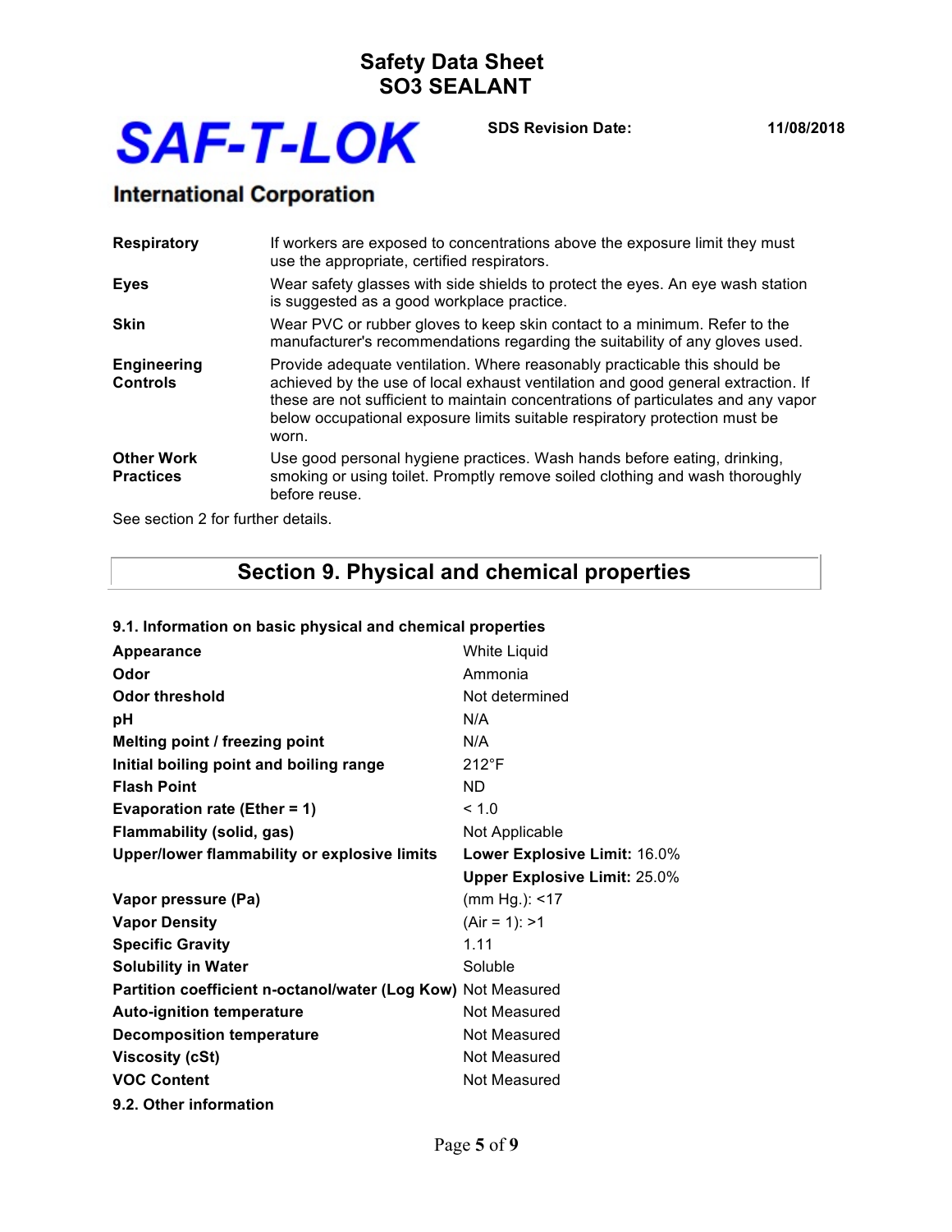| | |
|---|---|
| **Respiratory** | If workers are exposed to concentrations above the exposure limit they must use the appropriate, certified respirators. |
| **Eyes** | Wear safety glasses with side shields to protect the eyes. An eye wash station is suggested as a good workplace practice. |
| **Skin** | Wear PVC or rubber gloves to keep skin contact to a minimum. Refer to the manufacturer's recommendations regarding the suitability of any gloves used. |
| **Engineering Controls** | Provide adequate ventilation. Where reasonably practicable this should be achieved by the use of local exhaust ventilation and good general extraction. If these are not sufficient to maintain concentrations of particulates and any vapor below occupational exposure limits suitable respiratory protection must be worn. |
| **Other Work Practices** | Use good personal hygiene practices. Wash hands before eating, drinking, smoking or using toilet. Promptly remove soiled clothing and wash thoroughly before reuse. |

See section 2 for further details.

## Section 9. Physical and chemical properties

**9.1. Information on basic physical and chemical properties**

| | |
|---|---|
| **Appearance** | White Liquid |
| **Odor** | Ammonia |
| **Odor threshold** | Not determined |
| **pH** | N/A |
| **Melting point / freezing point** | N/A |
| **Initial boiling point and boiling range** | 212°F |
| **Flash Point** | ND |
| **Evaporation rate (Ether = 1)** | < 1.0 |
| **Flammability (solid, gas)** | Not Applicable |
| **Upper/lower flammability or explosive limits** | **Lower Explosive Limit:** 16.0% |
| | **Upper Explosive Limit:** 25.0% |
| **Vapor pressure (Pa)** | (mm Hg.): <17 |
| **Vapor Density** | (Air = 1): >1 |
| **Specific Gravity** | 1.11 |
| **Solubility in Water** | Soluble |
| **Partition coefficient n-octanol/water (Log Kow)** | Not Measured |
| **Auto-ignition temperature** | Not Measured |
| **Decomposition temperature** | Not Measured |
| **Viscosity (cSt)** | Not Measured |
| **VOC Content** | Not Measured |

**9.2. Other information**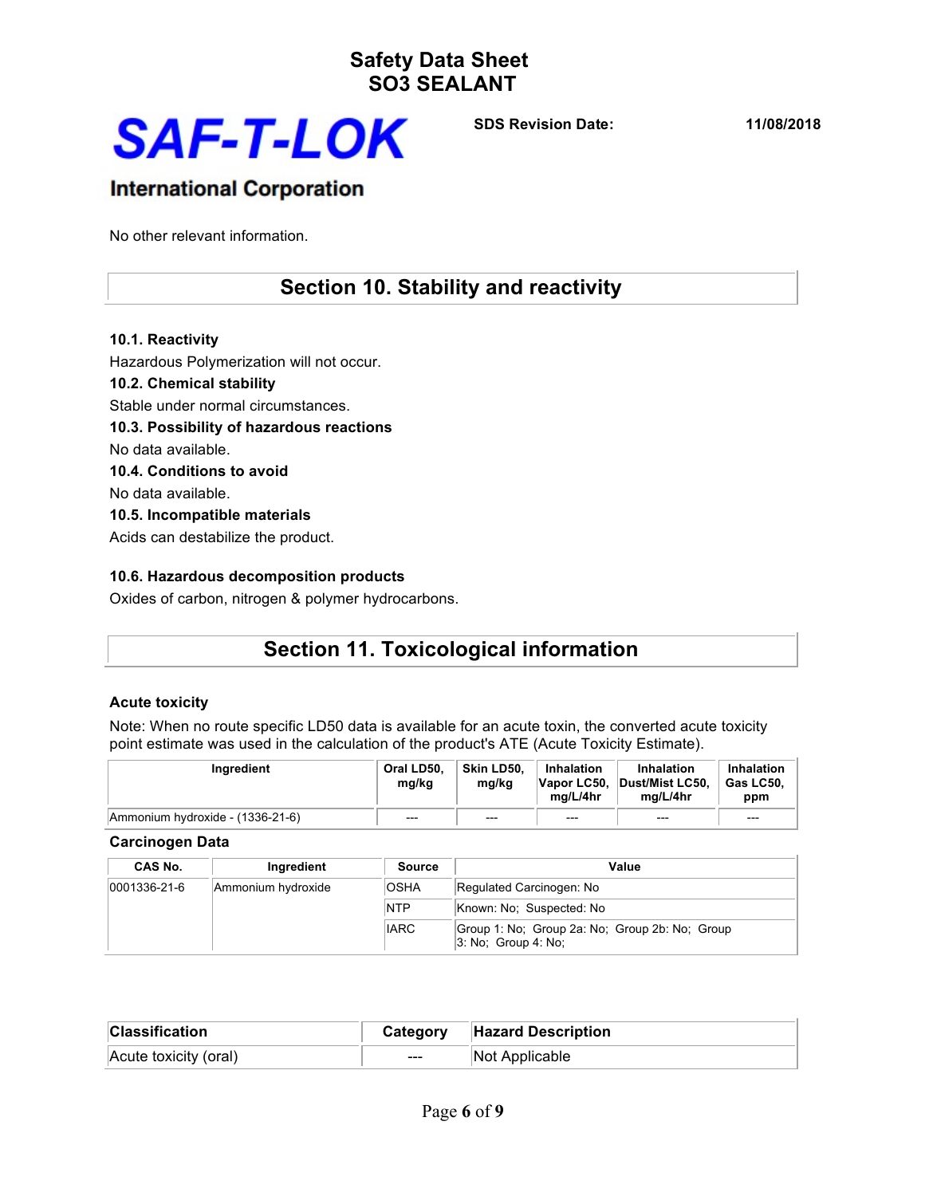No other relevant information.

## Section 10. Stability and reactivity

**10.1. Reactivity**

Hazardous Polymerization will not occur.

**10.2. Chemical stability**

Stable under normal circumstances.

**10.3. Possibility of hazardous reactions**

No data available.

**10.4. Conditions to avoid**

No data available.

**10.5. Incompatible materials**

Acids can destabilize the product.

**10.6. Hazardous decomposition products**

Oxides of carbon, nitrogen & polymer hydrocarbons.

## Section 11. Toxicological information

**Acute toxicity**

Note: When no route specific LD50 data is available for an acute toxin, the converted acute toxicity point estimate was used in the calculation of the product's ATE (Acute Toxicity Estimate).

| Ingredient | Oral LD50, mg/kg | Skin LD50, mg/kg | Inhalation Vapor LC50, mg/L/4hr | Inhalation Dust/Mist LC50, mg/L/4hr | Inhalation Gas LC50, ppm |
|---|---|---|---|---|---|
| Ammonium hydroxide - (1336-21-6) | --- | --- | --- | --- | --- |

**Carcinogen Data**

| CAS No. | Ingredient | Source | Value |
|---|---|---|---|
| 0001336-21-6 | Ammonium hydroxide | OSHA | Regulated Carcinogen: No |
| | | NTP | Known: No; Suspected: No |
| | | IARC | Group 1: No; Group 2a: No; Group 2b: No; Group 3: No; Group 4: No; |

| Classification | Category | Hazard Description |
|---|---|---|
| Acute toxicity (oral) | --- | Not Applicable |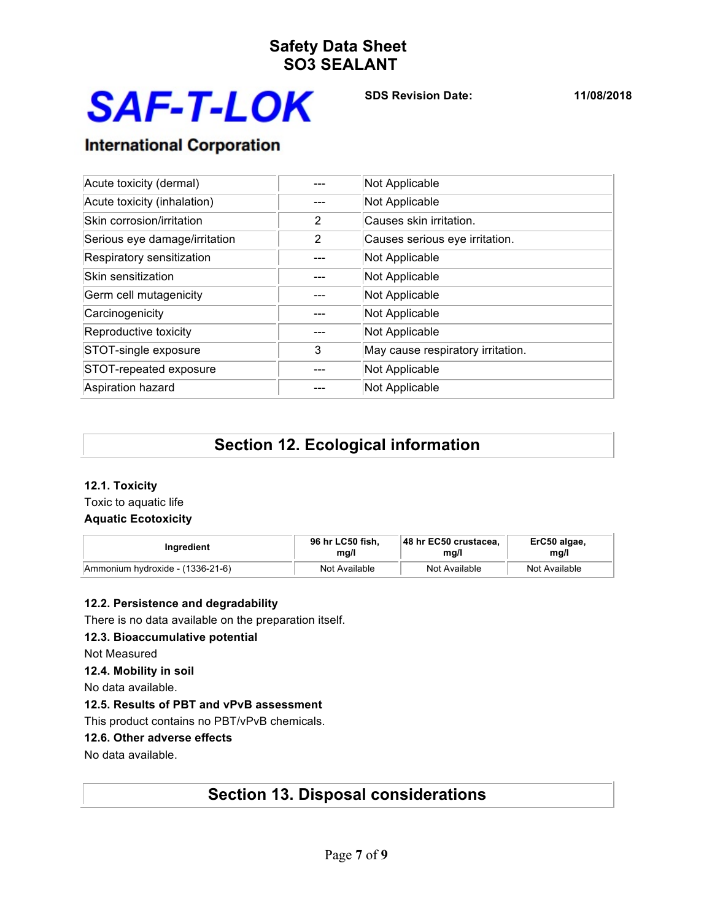| | | |
|---|---|---|
| Acute toxicity (dermal) | --- | Not Applicable |
| Acute toxicity (inhalation) | --- | Not Applicable |
| Skin corrosion/irritation | 2 | Causes skin irritation. |
| Serious eye damage/irritation | 2 | Causes serious eye irritation. |
| Respiratory sensitization | --- | Not Applicable |
| Skin sensitization | --- | Not Applicable |
| Germ cell mutagenicity | --- | Not Applicable |
| Carcinogenicity | --- | Not Applicable |
| Reproductive toxicity | --- | Not Applicable |
| STOT-single exposure | 3 | May cause respiratory irritation. |
| STOT-repeated exposure | --- | Not Applicable |
| Aspiration hazard | --- | Not Applicable |

## Section 12. Ecological information

**12.1. Toxicity**

Toxic to aquatic life

**Aquatic Ecotoxicity**

| Ingredient | 96 hr LC50 fish, mg/l | 48 hr EC50 crustacea, mg/l | ErC50 algae, mg/l |
|---|---|---|---|
| Ammonium hydroxide - (1336-21-6) | Not Available | Not Available | Not Available |

**12.2. Persistence and degradability**

There is no data available on the preparation itself.

**12.3. Bioaccumulative potential**

Not Measured

**12.4. Mobility in soil**

No data available.

**12.5. Results of PBT and vPvB assessment**

This product contains no PBT/vPvB chemicals.

**12.6. Other adverse effects**

No data available.

## Section 13. Disposal considerations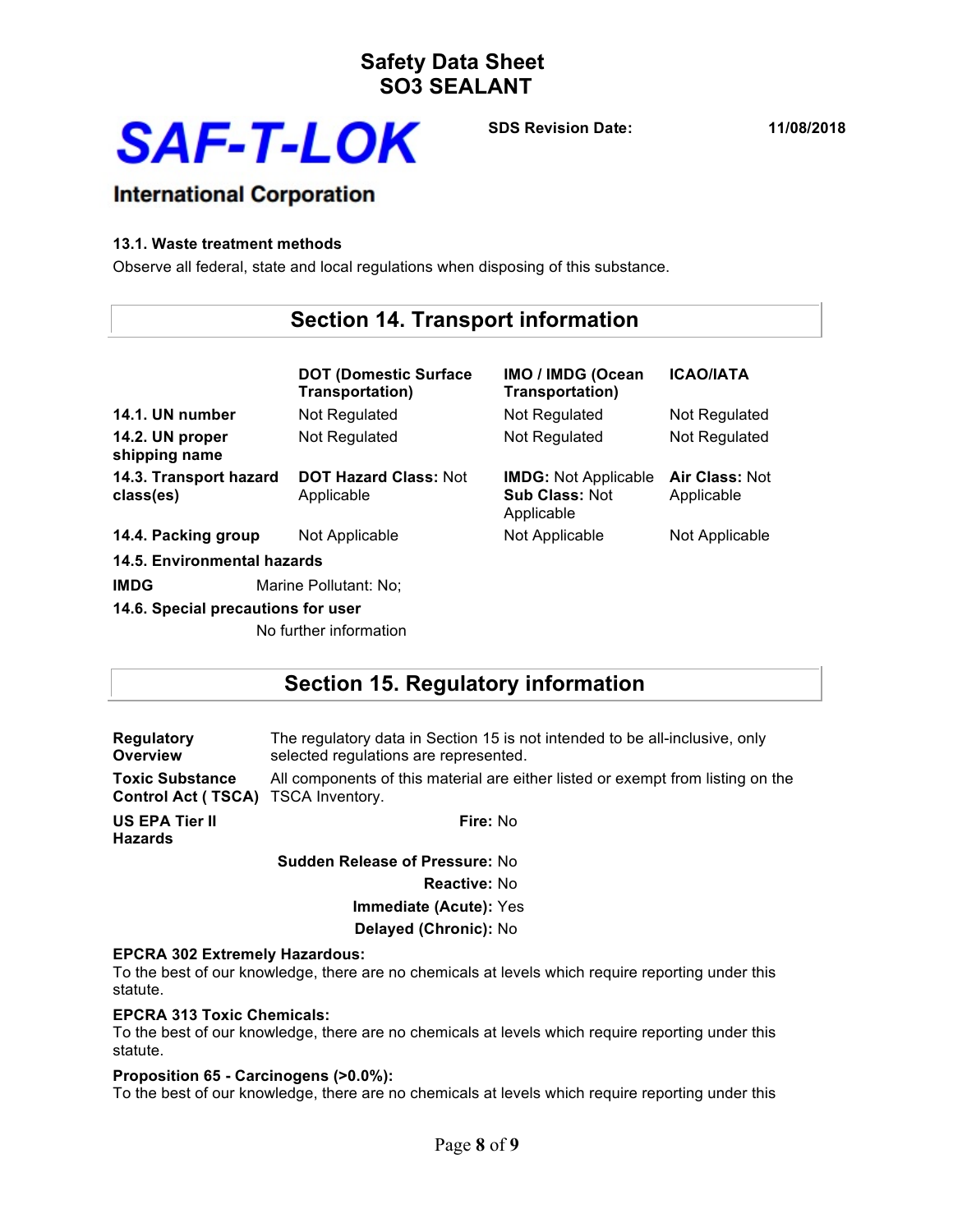### 13.1. Waste treatment methods

Observe all federal, state and local regulations when disposing of this substance.

## Section 14. Transport information

| | DOT (Domestic Surface Transportation) | IMO / IMDG (Ocean Transportation) | ICAO/IATA |
|---|---|---|---|
| **14.1. UN number** | Not Regulated | Not Regulated | Not Regulated |
| **14.2. UN proper shipping name** | Not Regulated | Not Regulated | Not Regulated |
| **14.3. Transport hazard class(es)** | **DOT Hazard Class:** Not Applicable | **IMDG:** Not Applicable **Sub Class:** Not Applicable | **Air Class:** Not Applicable |
| **14.4. Packing group** | Not Applicable | Not Applicable | Not Applicable |

**14.5. Environmental hazards**

**IMDG** Marine Pollutant: No;

**14.6. Special precautions for user**

No further information

## Section 15. Regulatory information

**Regulatory Overview** The regulatory data in Section 15 is not intended to be all-inclusive, only selected regulations are represented.

**Toxic Substance Control Act ( TSCA)** All components of this material are either listed or exempt from listing on the TSCA Inventory.

**US EPA Tier II Hazards**

**Fire:** No

**Sudden Release of Pressure:** No

**Reactive:** No

**Immediate (Acute):** Yes

**Delayed (Chronic):** No

**EPCRA 302 Extremely Hazardous:**
To the best of our knowledge, there are no chemicals at levels which require reporting under this statute.

**EPCRA 313 Toxic Chemicals:**
To the best of our knowledge, there are no chemicals at levels which require reporting under this statute.

**Proposition 65 - Carcinogens (>0.0%):**
To the best of our knowledge, there are no chemicals at levels which require reporting under this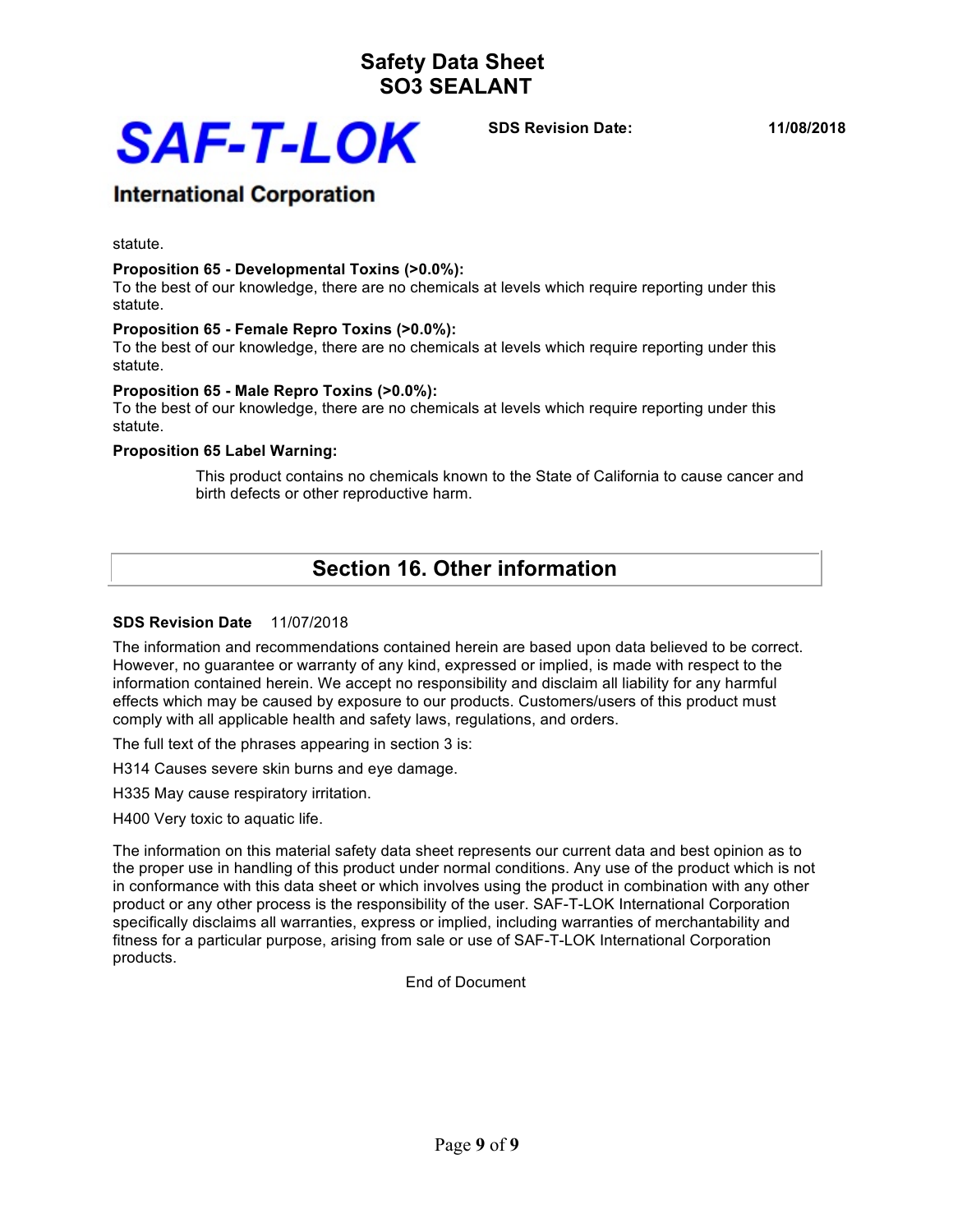statute.

**Proposition 65 - Developmental Toxins (>0.0%):**
To the best of our knowledge, there are no chemicals at levels which require reporting under this statute.

**Proposition 65 - Female Repro Toxins (>0.0%):**
To the best of our knowledge, there are no chemicals at levels which require reporting under this statute.

**Proposition 65 - Male Repro Toxins (>0.0%):**
To the best of our knowledge, there are no chemicals at levels which require reporting under this statute.

**Proposition 65 Label Warning:**

This product contains no chemicals known to the State of California to cause cancer and birth defects or other reproductive harm.

## Section 16. Other information

**SDS Revision Date** 11/07/2018

The information and recommendations contained herein are based upon data believed to be correct. However, no guarantee or warranty of any kind, expressed or implied, is made with respect to the information contained herein. We accept no responsibility and disclaim all liability for any harmful effects which may be caused by exposure to our products. Customers/users of this product must comply with all applicable health and safety laws, regulations, and orders.

The full text of the phrases appearing in section 3 is:

H314 Causes severe skin burns and eye damage.

H335 May cause respiratory irritation.

H400 Very toxic to aquatic life.

The information on this material safety data sheet represents our current data and best opinion as to the proper use in handling of this product under normal conditions. Any use of the product which is not in conformance with this data sheet or which involves using the product in combination with any other product or any other process is the responsibility of the user. SAF-T-LOK International Corporation specifically disclaims all warranties, express or implied, including warranties of merchantability and fitness for a particular purpose, arising from sale or use of SAF-T-LOK International Corporation products.

End of Document